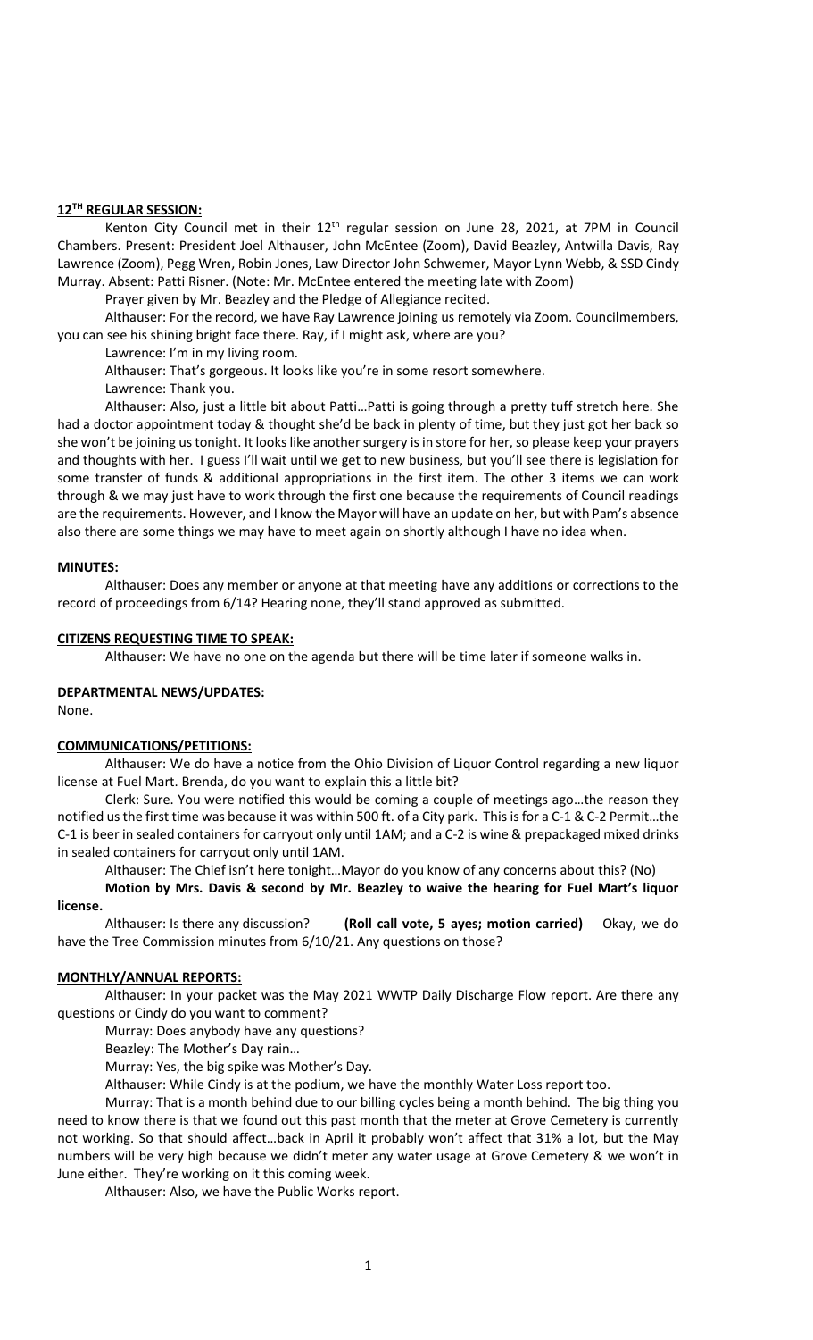## **12TH REGULAR SESSION:**

Kenton City Council met in their 12th regular session on June 28, 2021, at 7PM in Council Chambers. Present: President Joel Althauser, John McEntee (Zoom), David Beazley, Antwilla Davis, Ray Lawrence (Zoom), Pegg Wren, Robin Jones, Law Director John Schwemer, Mayor Lynn Webb, & SSD Cindy Murray. Absent: Patti Risner. (Note: Mr. McEntee entered the meeting late with Zoom)

Prayer given by Mr. Beazley and the Pledge of Allegiance recited.

Althauser: For the record, we have Ray Lawrence joining us remotely via Zoom. Councilmembers, you can see his shining bright face there. Ray, if I might ask, where are you?

Lawrence: I'm in my living room.

Althauser: That's gorgeous. It looks like you're in some resort somewhere.

Lawrence: Thank you.

Althauser: Also, just a little bit about Patti…Patti is going through a pretty tuff stretch here. She had a doctor appointment today & thought she'd be back in plenty of time, but they just got her back so she won't be joining us tonight. It looks like another surgery is in store for her, so please keep your prayers and thoughts with her. I guess I'll wait until we get to new business, but you'll see there is legislation for some transfer of funds & additional appropriations in the first item. The other 3 items we can work through & we may just have to work through the first one because the requirements of Council readings are the requirements. However, and I know the Mayor will have an update on her, but with Pam's absence also there are some things we may have to meet again on shortly although I have no idea when.

### **MINUTES:**

Althauser: Does any member or anyone at that meeting have any additions or corrections to the record of proceedings from 6/14? Hearing none, they'll stand approved as submitted.

### **CITIZENS REQUESTING TIME TO SPEAK:**

Althauser: We have no one on the agenda but there will be time later if someone walks in.

### **DEPARTMENTAL NEWS/UPDATES:**

None.

### **COMMUNICATIONS/PETITIONS:**

Althauser: We do have a notice from the Ohio Division of Liquor Control regarding a new liquor license at Fuel Mart. Brenda, do you want to explain this a little bit?

Clerk: Sure. You were notified this would be coming a couple of meetings ago…the reason they notified us the first time was because it was within 500 ft. of a City park. This is for a C-1 & C-2 Permit…the C-1 is beer in sealed containers for carryout only until 1AM; and a C-2 is wine & prepackaged mixed drinks in sealed containers for carryout only until 1AM.

Althauser: The Chief isn't here tonight…Mayor do you know of any concerns about this? (No)

**Motion by Mrs. Davis & second by Mr. Beazley to waive the hearing for Fuel Mart's liquor license.**

Althauser: Is there any discussion? **(Roll call vote, 5 ayes; motion carried)** Okay, we do have the Tree Commission minutes from 6/10/21. Any questions on those?

### **MONTHLY/ANNUAL REPORTS:**

Althauser: In your packet was the May 2021 WWTP Daily Discharge Flow report. Are there any questions or Cindy do you want to comment?

Murray: Does anybody have any questions?

Beazley: The Mother's Day rain…

Murray: Yes, the big spike was Mother's Day.

Althauser: While Cindy is at the podium, we have the monthly Water Loss report too.

Murray: That is a month behind due to our billing cycles being a month behind. The big thing you need to know there is that we found out this past month that the meter at Grove Cemetery is currently not working. So that should affect…back in April it probably won't affect that 31% a lot, but the May numbers will be very high because we didn't meter any water usage at Grove Cemetery & we won't in June either. They're working on it this coming week.

Althauser: Also, we have the Public Works report.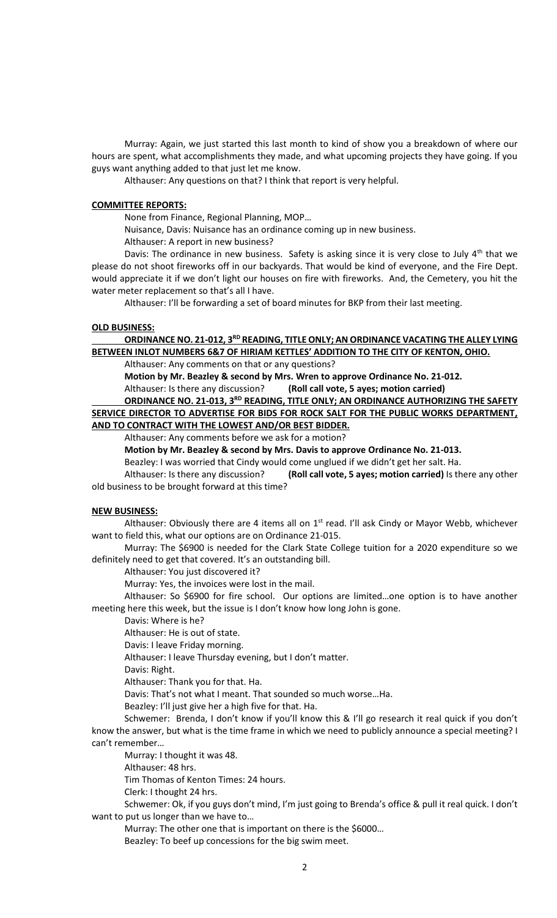Murray: Again, we just started this last month to kind of show you a breakdown of where our hours are spent, what accomplishments they made, and what upcoming projects they have going. If you guys want anything added to that just let me know.

Althauser: Any questions on that? I think that report is very helpful.

**COMMITTEE REPORTS:**

None from Finance, Regional Planning, MOP…

Nuisance, Davis: Nuisance has an ordinance coming up in new business.

Althauser: A report in new business?

Davis: The ordinance in new business. Safety is asking since it is very close to July 4th that we please do not shoot fireworks off in our backyards. That would be kind of everyone, and the Fire Dept. would appreciate it if we don't light our houses on fire with fireworks. And, the Cemetery, you hit the water meter replacement so that's all I have.

Althauser: I'll be forwarding a set of board minutes for BKP from their last meeting.

**OLD BUSINESS:**

**ORDINANCE NO. 21-012, 3RD READING, TITLE ONLY; AN ORDINANCE VACATING THE ALLEY LYING BETWEEN INLOT NUMBERS 6&7 OF HIRIAM KETTLES' ADDITION TO THE CITY OF KENTON, OHIO.**

Althauser: Any comments on that or any questions?

**Motion by Mr. Beazley & second by Mrs. Wren to approve Ordinance No. 21-012.**

Althauser: Is there any discussion? **(Roll call vote, 5 ayes; motion carried)**

**ORDINANCE NO. 21-013, 3RD READING, TITLE ONLY; AN ORDINANCE AUTHORIZING THE SAFETY SERVICE DIRECTOR TO ADVERTISE FOR BIDS FOR ROCK SALT FOR THE PUBLIC WORKS DEPARTMENT, AND TO CONTRACT WITH THE LOWEST AND/OR BEST BIDDER.**

Althauser: Any comments before we ask for a motion?

**Motion by Mr. Beazley & second by Mrs. Davis to approve Ordinance No. 21-013.**

Beazley: I was worried that Cindy would come unglued if we didn't get her salt. Ha.

Althauser: Is there any discussion? **(Roll call vote, 5 ayes; motion carried)** Is there any other old business to be brought forward at this time?

**NEW BUSINESS:**

Althauser: Obviously there are 4 items all on 1st read. I'll ask Cindy or Mayor Webb, whichever want to field this, what our options are on Ordinance 21-015.

Murray: The $6900 is needed for the Clark State College tuition for a 2020 expenditure so we definitely need to get that covered. It's an outstanding bill.

Althauser: You just discovered it?

Murray: Yes, the invoices were lost in the mail.

Althauser: So $6900 for fire school. Our options are limited…one option is to have another meeting here this week, but the issue is I don't know how long John is gone.

Davis: Where is he?

Althauser: He is out of state.

Davis: I leave Friday morning.

Althauser: I leave Thursday evening, but I don't matter.

Davis: Right.

Althauser: Thank you for that. Ha.

Davis: That's not what I meant. That sounded so much worse…Ha.

Beazley: I'll just give her a high five for that. Ha.

Schwemer: Brenda, I don't know if you'll know this & I'll go research it real quick if you don't know the answer, but what is the time frame in which we need to publicly announce a special meeting? I can't remember…

Murray: I thought it was 48.

Althauser: 48 hrs.

Tim Thomas of Kenton Times: 24 hours.

Clerk: I thought 24 hrs.

Schwemer: Ok, if you guys don't mind, I'm just going to Brenda's office & pull it real quick. I don't want to put us longer than we have to…

Murray: The other one that is important on there is the $6000…

Beazley: To beef up concessions for the big swim meet.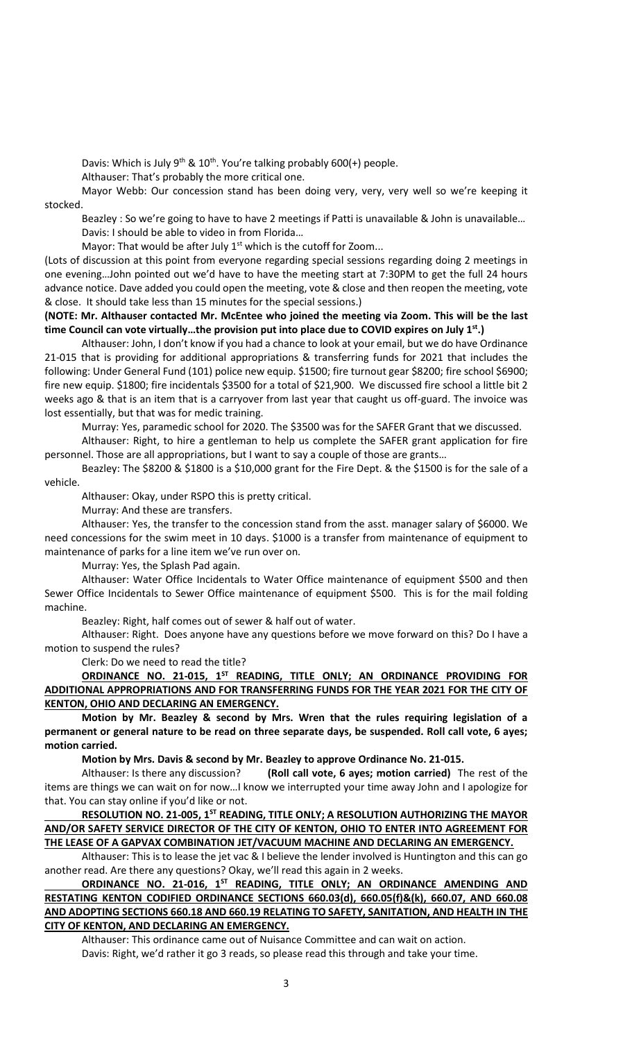Davis: Which is July 9th & 10th. You're talking probably 600(+) people.

Althauser: That's probably the more critical one.

Mayor Webb: Our concession stand has been doing very, very, very well so we're keeping it stocked.

Beazley : So we're going to have to have 2 meetings if Patti is unavailable & John is unavailable…

Davis: I should be able to video in from Florida…

Mayor: That would be after July 1st which is the cutoff for Zoom...

(Lots of discussion at this point from everyone regarding special sessions regarding doing 2 meetings in one evening…John pointed out we'd have to have the meeting start at 7:30PM to get the full 24 hours advance notice. Dave added you could open the meeting, vote & close and then reopen the meeting, vote & close. It should take less than 15 minutes for the special sessions.)

**(NOTE: Mr. Althauser contacted Mr. McEntee who joined the meeting via Zoom. This will be the last time Council can vote virtually…the provision put into place due to COVID expires on July 1st.)**

Althauser: John, I don't know if you had a chance to look at your email, but we do have Ordinance 21-015 that is providing for additional appropriations & transferring funds for 2021 that includes the following: Under General Fund (101) police new equip. $1500; fire turnout gear $8200; fire school $6900; fire new equip. $1800; fire incidentals $3500 for a total of $21,900. We discussed fire school a little bit 2 weeks ago & that is an item that is a carryover from last year that caught us off-guard. The invoice was lost essentially, but that was for medic training.

Murray: Yes, paramedic school for 2020. The $3500 was for the SAFER Grant that we discussed.

Althauser: Right, to hire a gentleman to help us complete the SAFER grant application for fire personnel. Those are all appropriations, but I want to say a couple of those are grants…

Beazley: The $8200 & $1800 is a $10,000 grant for the Fire Dept. & the $1500 is for the sale of a vehicle.

Althauser: Okay, under RSPO this is pretty critical.

Murray: And these are transfers.

Althauser: Yes, the transfer to the concession stand from the asst. manager salary of $6000. We need concessions for the swim meet in 10 days. $1000 is a transfer from maintenance of equipment to maintenance of parks for a line item we've run over on.

Murray: Yes, the Splash Pad again.

Althauser: Water Office Incidentals to Water Office maintenance of equipment $500 and then Sewer Office Incidentals to Sewer Office maintenance of equipment $500. This is for the mail folding machine.

Beazley: Right, half comes out of sewer & half out of water.

Althauser: Right. Does anyone have any questions before we move forward on this? Do I have a motion to suspend the rules?

Clerk: Do we need to read the title?

**<u>ORDINANCE NO. 21-015, 1ST READING, TITLE ONLY; AN ORDINANCE PROVIDING FOR ADDITIONAL APPROPRIATIONS AND FOR TRANSFERRING FUNDS FOR THE YEAR 2021 FOR THE CITY OF KENTON, OHIO AND DECLARING AN EMERGENCY.</u>**

**Motion by Mr. Beazley & second by Mrs. Wren that the rules requiring legislation of a permanent or general nature to be read on three separate days, be suspended. Roll call vote, 6 ayes; motion carried.**

**Motion by Mrs. Davis & second by Mr. Beazley to approve Ordinance No. 21-015.**

Althauser: Is there any discussion? **(Roll call vote, 6 ayes; motion carried)** The rest of the items are things we can wait on for now…I know we interrupted your time away John and I apologize for that. You can stay online if you'd like or not.

**<u>RESOLUTION NO. 21-005, 1ST READING, TITLE ONLY; A RESOLUTION AUTHORIZING THE MAYOR AND/OR SAFETY SERVICE DIRECTOR OF THE CITY OF KENTON, OHIO TO ENTER INTO AGREEMENT FOR THE LEASE OF A GAPVAX COMBINATION JET/VACUUM MACHINE AND DECLARING AN EMERGENCY.</u>**

Althauser: This is to lease the jet vac & I believe the lender involved is Huntington and this can go another read. Are there any questions? Okay, we'll read this again in 2 weeks.

**<u>ORDINANCE NO. 21-016, 1ST READING, TITLE ONLY; AN ORDINANCE AMENDING AND RESTATING KENTON CODIFIED ORDINANCE SECTIONS 660.03(d), 660.05(f)&(k), 660.07, AND 660.08 AND ADOPTING SECTIONS 660.18 AND 660.19 RELATING TO SAFETY, SANITATION, AND HEALTH IN THE CITY OF KENTON, AND DECLARING AN EMERGENCY.</u>**

Althauser: This ordinance came out of Nuisance Committee and can wait on action.

Davis: Right, we'd rather it go 3 reads, so please read this through and take your time.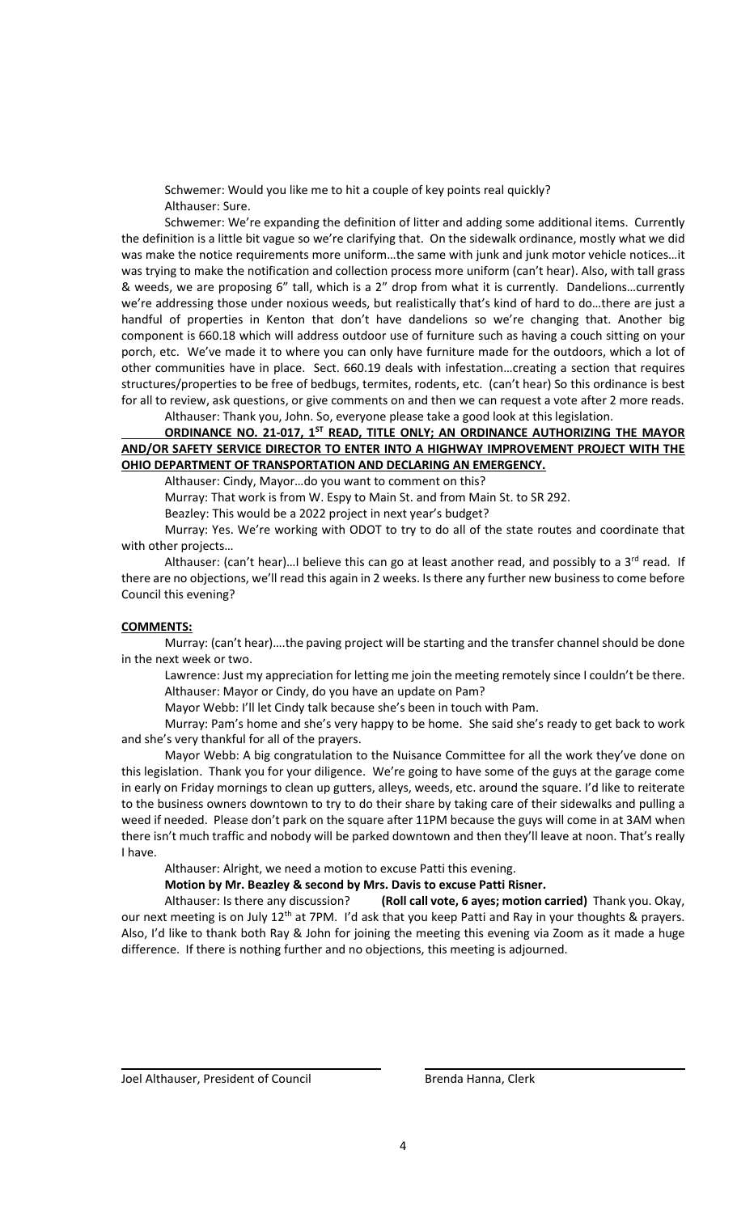Schwemer: Would you like me to hit a couple of key points real quickly?

Althauser: Sure.

Schwemer: We're expanding the definition of litter and adding some additional items. Currently the definition is a little bit vague so we're clarifying that. On the sidewalk ordinance, mostly what we did was make the notice requirements more uniform…the same with junk and junk motor vehicle notices…it was trying to make the notification and collection process more uniform (can't hear). Also, with tall grass & weeds, we are proposing 6" tall, which is a 2" drop from what it is currently. Dandelions…currently we're addressing those under noxious weeds, but realistically that's kind of hard to do…there are just a handful of properties in Kenton that don't have dandelions so we're changing that. Another big component is 660.18 which will address outdoor use of furniture such as having a couch sitting on your porch, etc. We've made it to where you can only have furniture made for the outdoors, which a lot of other communities have in place. Sect. 660.19 deals with infestation…creating a section that requires structures/properties to be free of bedbugs, termites, rodents, etc. (can't hear) So this ordinance is best for all to review, ask questions, or give comments on and then we can request a vote after 2 more reads.

Althauser: Thank you, John. So, everyone please take a good look at this legislation.

**ORDINANCE NO. 21-017, 1ST READ, TITLE ONLY; AN ORDINANCE AUTHORIZING THE MAYOR AND/OR SAFETY SERVICE DIRECTOR TO ENTER INTO A HIGHWAY IMPROVEMENT PROJECT WITH THE OHIO DEPARTMENT OF TRANSPORTATION AND DECLARING AN EMERGENCY.**

Althauser: Cindy, Mayor…do you want to comment on this?

Murray: That work is from W. Espy to Main St. and from Main St. to SR 292.

Beazley: This would be a 2022 project in next year's budget?

Murray: Yes. We're working with ODOT to try to do all of the state routes and coordinate that with other projects…

Althauser: (can't hear)…I believe this can go at least another read, and possibly to a 3rd read. If there are no objections, we'll read this again in 2 weeks. Is there any further new business to come before Council this evening?

**COMMENTS:**

Murray: (can't hear)….the paving project will be starting and the transfer channel should be done in the next week or two.

Lawrence: Just my appreciation for letting me join the meeting remotely since I couldn't be there.

Althauser: Mayor or Cindy, do you have an update on Pam?

Mayor Webb: I'll let Cindy talk because she's been in touch with Pam.

Murray: Pam's home and she's very happy to be home. She said she's ready to get back to work and she's very thankful for all of the prayers.

Mayor Webb: A big congratulation to the Nuisance Committee for all the work they've done on this legislation. Thank you for your diligence. We're going to have some of the guys at the garage come in early on Friday mornings to clean up gutters, alleys, weeds, etc. around the square. I'd like to reiterate to the business owners downtown to try to do their share by taking care of their sidewalks and pulling a weed if needed. Please don't park on the square after 11PM because the guys will come in at 3AM when there isn't much traffic and nobody will be parked downtown and then they'll leave at noon. That's really I have.

Althauser: Alright, we need a motion to excuse Patti this evening.

**Motion by Mr. Beazley & second by Mrs. Davis to excuse Patti Risner.**

Althauser: Is there any discussion? **(Roll call vote, 6 ayes; motion carried)** Thank you. Okay, our next meeting is on July 12th at 7PM. I'd ask that you keep Patti and Ray in your thoughts & prayers. Also, I'd like to thank both Ray & John for joining the meeting this evening via Zoom as it made a huge difference. If there is nothing further and no objections, this meeting is adjourned.

Joel Althauser, President of Council

Brenda Hanna, Clerk